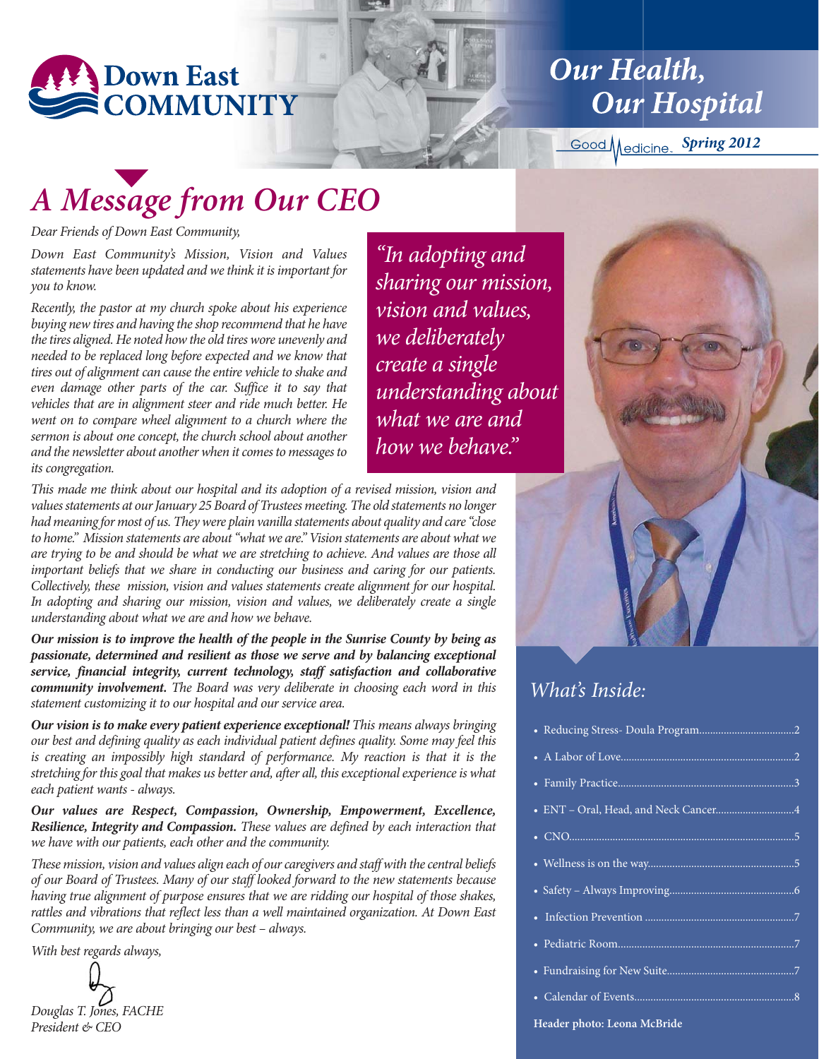Down East COMMUNITY

# Our Health, Our Hospital

Good Medicine. *Spring 2012*

## *A Message from Our CEO*

*Dear Friends of Down East Community,*

*Down East Community's Mission, Vision and Values statements have been updated and we think it is important for you to know.*

*Recently, the pastor at my church spoke about his experience buying new tires and having the shop recommend that he have the tires aligned. He noted how the old tires wore unevenly and needed to be replaced long before expected and we know that tires out of alignment can cause the entire vehicle to shake and even damage other parts of the car. Suffice it to say that vehicles that are in alignment steer and ride much better. He went on to compare wheel alignment to a church where the sermon is about one concept, the church school about another and the newsletter about another when it comes to messages to its congregation.*

> *"In adopting and sharing our mission, vision and values, we deliberately create a single understanding about what we are and how we behave."*

*This made me think about our hospital and its adoption of a revised mission, vision and values statements at our January 25 Board of Trustees meeting. The old statements no longer had meaning for most of us. They were plain vanilla statements about quality and care "close to home." Mission statements are about "what we are." Vision statements are about what we are trying to be and should be what we are stretching to achieve. And values are those all important beliefs that we share in conducting our business and caring for our patients. Collectively, these mission, vision and values statements create alignment for our hospital. In adopting and sharing our mission, vision and values, we deliberately create a single understanding about what we are and how we behave.*

***Our mission is to improve the health of the people in the Sunrise County by being as passionate, determined and resilient as those we serve and by balancing exceptional service, financial integrity, current technology, staff satisfaction and collaborative community involvement.*** *The Board was very deliberate in choosing each word in this statement customizing it to our hospital and our service area.*

***Our vision is to make every patient experience exceptional!*** *This means always bringing our best and defining quality as each individual patient defines quality. Some may feel this is creating an impossibly high standard of performance. My reaction is that it is the stretching for this goal that makes us better and, after all, this exceptional experience is what each patient wants - always.*

***Our values are Respect, Compassion, Ownership, Empowerment, Excellence, Resilience, Integrity and Compassion.*** *These values are defined by each interaction that we have with our patients, each other and the community.*

*These mission, vision and values align each of our caregivers and staff with the central beliefs of our Board of Trustees. Many of our staff looked forward to the new statements because having true alignment of purpose ensures that we are ridding our hospital of those shakes, rattles and vibrations that reflect less than a well maintained organization. At Down East Community, we are about bringing our best – always.*

*With best regards always,*

*Douglas T. Jones, FACHE*
*President & CEO*

### *What's Inside:*

- Reducing Stress- Doula Program....2
- A Labor of Love....2
- Family Practice....3
- ENT – Oral, Head, and Neck Cancer....4
- CNO....5
- Wellness is on the way....5
- Safety – Always Improving....6
- Infection Prevention....7
- Pediatric Room....7
- Fundraising for New Suite....7
- Calendar of Events....8

**Header photo: Leona McBride**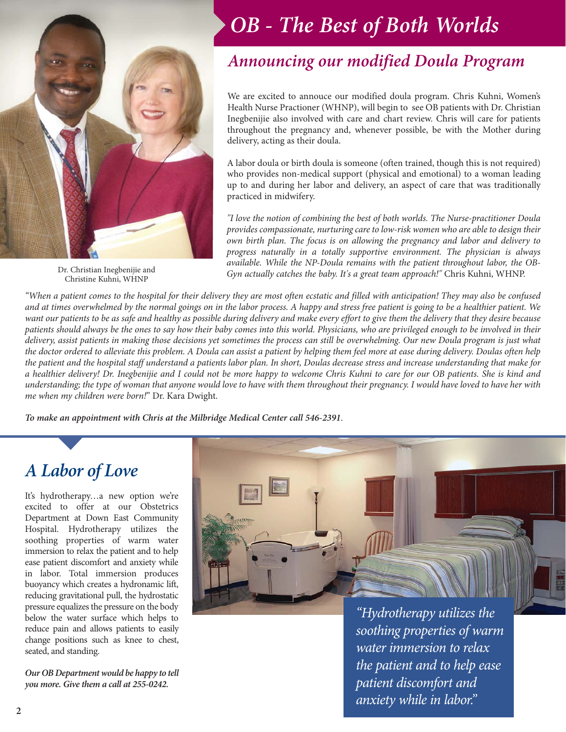# OB - The Best of Both Worlds

## Announcing our modified Doula Program

We are excited to annouce our modified doula program. Chris Kuhni, Women's Health Nurse Practioner (WHNP), will begin to see OB patients with Dr. Christian Inegbenijie also involved with care and chart review. Chris will care for patients throughout the pregnancy and, whenever possible, be with the Mother during delivery, acting as their doula.

A labor doula or birth doula is someone (often trained, though this is not required) who provides non-medical support (physical and emotional) to a woman leading up to and during her labor and delivery, an aspect of care that was traditionally practiced in midwifery.

*"I love the notion of combining the best of both worlds. The Nurse-practitioner Doula provides compassionate, nurturing care to low-risk women who are able to design their own birth plan. The focus is on allowing the pregnancy and labor and delivery to progress naturally in a totally supportive environment. The physician is always available. While the NP-Doula remains with the patient throughout labor, the OB-Gyn actually catches the baby. It's a great team approach!"* Chris Kuhni, WHNP.

Dr. Christian Inegbenijie and Christine Kuhni, WHNP

*"When a patient comes to the hospital for their delivery they are most often ecstatic and filled with anticipation! They may also be confused and at times overwhelmed by the normal goings on in the labor process. A happy and stress free patient is going to be a healthier patient. We want our patients to be as safe and healthy as possible during delivery and make every effort to give them the delivery that they desire because patients should always be the ones to say how their baby comes into this world. Physicians, who are privileged enough to be involved in their delivery, assist patients in making those decisions yet sometimes the process can still be overwhelming. Our new Doula program is just what the doctor ordered to alleviate this problem. A Doula can assist a patient by helping them feel more at ease during delivery. Doulas often help the patient and the hospital staff understand a patients labor plan. In short, Doulas decrease stress and increase understanding that make for a healthier delivery! Dr. Inegbenijie and I could not be more happy to welcome Chris Kuhni to care for our OB patients. She is kind and understanding; the type of woman that anyone would love to have with them throughout their pregnancy. I would have loved to have her with me when my children were born!"* Dr. Kara Dwight.

***To make an appointment with Chris at the Milbridge Medical Center call 546-2391***.

## A Labor of Love

It's hydrotherapy…a new option we're excited to offer at our Obstetrics Department at Down East Community Hospital. Hydrotherapy utilizes the soothing properties of warm water immersion to relax the patient and to help ease patient discomfort and anxiety while in labor. Total immersion produces buoyancy which creates a hydronamic lift, reducing gravitational pull, the hydrostatic pressure equalizes the pressure on the body below the water surface which helps to reduce pain and allows patients to easily change positions such as knee to chest, seated, and standing.

***Our OB Department would be happy to tell you more. Give them a call at 255-0242.***

*"Hydrotherapy utilizes the soothing properties of warm water immersion to relax the patient and to help ease patient discomfort and anxiety while in labor."*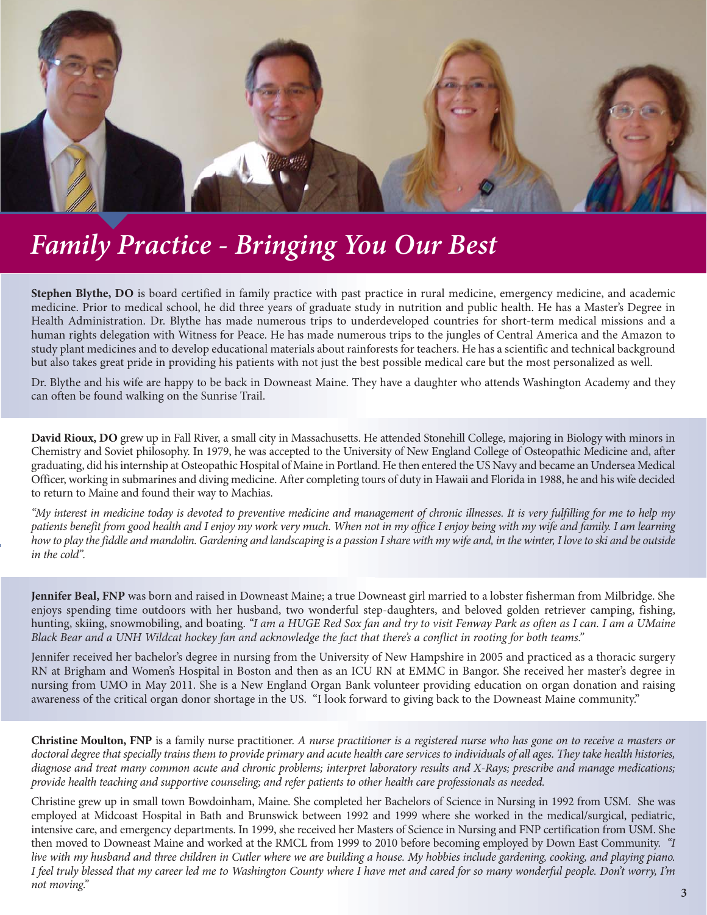# *Family Practice - Bringing You Our Best*

**Stephen Blythe, DO** is board certified in family practice with past practice in rural medicine, emergency medicine, and academic medicine. Prior to medical school, he did three years of graduate study in nutrition and public health. He has a Master's Degree in Health Administration. Dr. Blythe has made numerous trips to underdeveloped countries for short-term medical missions and a human rights delegation with Witness for Peace. He has made numerous trips to the jungles of Central America and the Amazon to study plant medicines and to develop educational materials about rainforests for teachers. He has a scientific and technical background but also takes great pride in providing his patients with not just the best possible medical care but the most personalized as well.

Dr. Blythe and his wife are happy to be back in Downeast Maine. They have a daughter who attends Washington Academy and they can often be found walking on the Sunrise Trail.

**David Rioux, DO** grew up in Fall River, a small city in Massachusetts. He attended Stonehill College, majoring in Biology with minors in Chemistry and Soviet philosophy. In 1979, he was accepted to the University of New England College of Osteopathic Medicine and, after graduating, did his internship at Osteopathic Hospital of Maine in Portland. He then entered the US Navy and became an Undersea Medical Officer, working in submarines and diving medicine. After completing tours of duty in Hawaii and Florida in 1988, he and his wife decided to return to Maine and found their way to Machias.

*"My interest in medicine today is devoted to preventive medicine and management of chronic illnesses. It is very fulfilling for me to help my patients benefit from good health and I enjoy my work very much. When not in my office I enjoy being with my wife and family. I am learning how to play the fiddle and mandolin. Gardening and landscaping is a passion I share with my wife and, in the winter, I love to ski and be outside in the cold".*

**Jennifer Beal, FNP** was born and raised in Downeast Maine; a true Downeast girl married to a lobster fisherman from Milbridge. She enjoys spending time outdoors with her husband, two wonderful step-daughters, and beloved golden retriever camping, fishing, hunting, skiing, snowmobiling, and boating. *"I am a HUGE Red Sox fan and try to visit Fenway Park as often as I can. I am a UMaine Black Bear and a UNH Wildcat hockey fan and acknowledge the fact that there's a conflict in rooting for both teams."*

Jennifer received her bachelor's degree in nursing from the University of New Hampshire in 2005 and practiced as a thoracic surgery RN at Brigham and Women's Hospital in Boston and then as an ICU RN at EMMC in Bangor. She received her master's degree in nursing from UMO in May 2011. She is a New England Organ Bank volunteer providing education on organ donation and raising awareness of the critical organ donor shortage in the US. "I look forward to giving back to the Downeast Maine community."

**Christine Moulton, FNP** is a family nurse practitioner. *A nurse practitioner is a registered nurse who has gone on to receive a masters or doctoral degree that specially trains them to provide primary and acute health care services to individuals of all ages. They take health histories, diagnose and treat many common acute and chronic problems; interpret laboratory results and X-Rays; prescribe and manage medications; provide health teaching and supportive counseling; and refer patients to other health care professionals as needed.*

Christine grew up in small town Bowdoinham, Maine. She completed her Bachelors of Science in Nursing in 1992 from USM. She was employed at Midcoast Hospital in Bath and Brunswick between 1992 and 1999 where she worked in the medical/surgical, pediatric, intensive care, and emergency departments. In 1999, she received her Masters of Science in Nursing and FNP certification from USM. She then moved to Downeast Maine and worked at the RMCL from 1999 to 2010 before becoming employed by Down East Community. *"I live with my husband and three children in Cutler where we are building a house. My hobbies include gardening, cooking, and playing piano. I feel truly blessed that my career led me to Washington County where I have met and cared for so many wonderful people. Don't worry, I'm not moving."*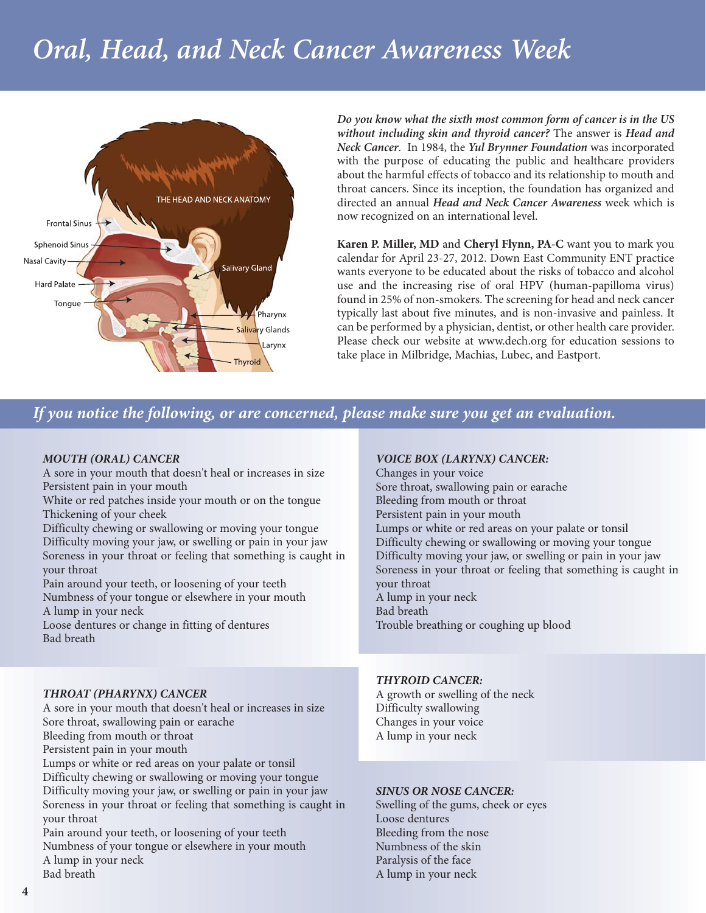# *Oral, Head, and Neck Cancer Awareness Week*

THE HEAD AND NECK ANATOMY

Frontal Sinus, Sphenoid Sinus, Nasal Cavity, Hard Palate, Tongue, Salivary Gland, Pharynx, Salivary Glands, Larynx, Thyroid

***Do you know what the sixth most common form of cancer is in the US without including skin and thyroid cancer?*** The answer is ***Head and Neck Cancer***. In 1984, the ***Yul Brynner Foundation*** was incorporated with the purpose of educating the public and healthcare providers about the harmful effects of tobacco and its relationship to mouth and throat cancers. Since its inception, the foundation has organized and directed an annual ***Head and Neck Cancer Awareness*** week which is now recognized on an international level.

**Karen P. Miller, MD** and **Cheryl Flynn, PA-C** want you to mark you calendar for April 23-27, 2012. Down East Community ENT practice wants everyone to be educated about the risks of tobacco and alcohol use and the increasing rise of oral HPV (human-papilloma virus) found in 25% of non-smokers. The screening for head and neck cancer typically last about five minutes, and is non-invasive and painless. It can be performed by a physician, dentist, or other health care provider. Please check our website at www.dech.org for education sessions to take place in Milbridge, Machias, Lubec, and Eastport.

## *If you notice the following, or are concerned, please make sure you get an evaluation.*

### *MOUTH (ORAL) CANCER*

A sore in your mouth that doesn't heal or increases in size
Persistent pain in your mouth
White or red patches inside your mouth or on the tongue
Thickening of your cheek
Difficulty chewing or swallowing or moving your tongue
Difficulty moving your jaw, or swelling or pain in your jaw
Soreness in your throat or feeling that something is caught in your throat
Pain around your teeth, or loosening of your teeth
Numbness of your tongue or elsewhere in your mouth
A lump in your neck
Loose dentures or change in fitting of dentures
Bad breath

### *THROAT (PHARYNX) CANCER*

A sore in your mouth that doesn't heal or increases in size
Sore throat, swallowing pain or earache
Bleeding from mouth or throat
Persistent pain in your mouth
Lumps or white or red areas on your palate or tonsil
Difficulty chewing or swallowing or moving your tongue
Difficulty moving your jaw, or swelling or pain in your jaw
Soreness in your throat or feeling that something is caught in your throat
Pain around your teeth, or loosening of your teeth
Numbness of your tongue or elsewhere in your mouth
A lump in your neck
Bad breath

### *VOICE BOX (LARYNX) CANCER:*

Changes in your voice
Sore throat, swallowing pain or earache
Bleeding from mouth or throat
Persistent pain in your mouth
Lumps or white or red areas on your palate or tonsil
Difficulty chewing or swallowing or moving your tongue
Difficulty moving your jaw, or swelling or pain in your jaw
Soreness in your throat or feeling that something is caught in your throat
A lump in your neck
Bad breath
Trouble breathing or coughing up blood

### *THYROID CANCER:*

A growth or swelling of the neck
Difficulty swallowing
Changes in your voice
A lump in your neck

### *SINUS OR NOSE CANCER:*

Swelling of the gums, cheek or eyes
Loose dentures
Bleeding from the nose
Numbness of the skin
Paralysis of the face
A lump in your neck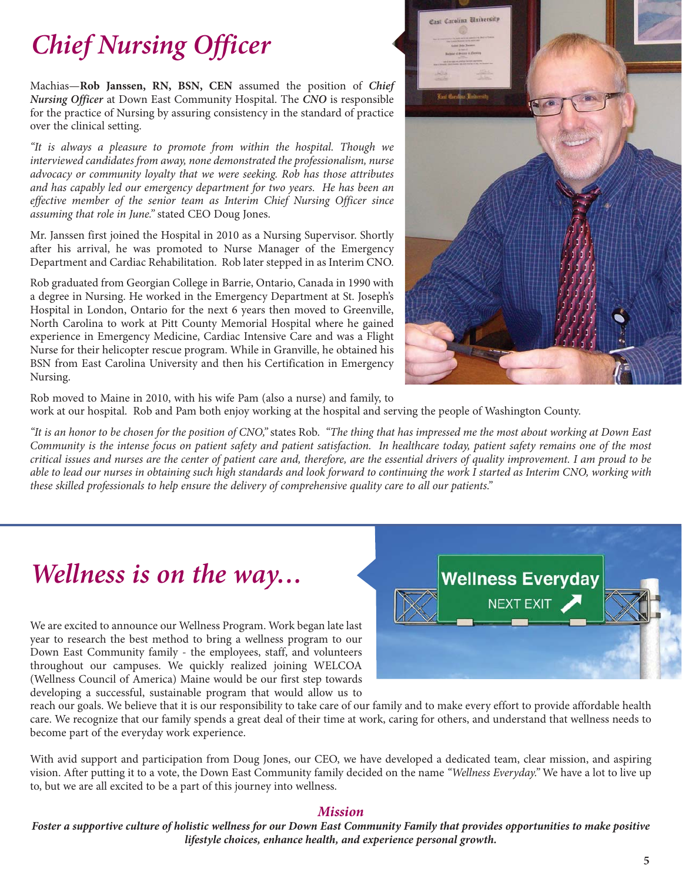# *Chief Nursing Officer*

Machias—**Rob Janssen, RN, BSN, CEN** assumed the position of ***Chief Nursing Officer*** at Down East Community Hospital. The ***CNO*** is responsible for the practice of Nursing by assuring consistency in the standard of practice over the clinical setting.

*"It is always a pleasure to promote from within the hospital. Though we interviewed candidates from away, none demonstrated the professionalism, nurse advocacy or community loyalty that we were seeking. Rob has those attributes and has capably led our emergency department for two years. He has been an effective member of the senior team as Interim Chief Nursing Officer since assuming that role in June."* stated CEO Doug Jones.

Mr. Janssen first joined the Hospital in 2010 as a Nursing Supervisor. Shortly after his arrival, he was promoted to Nurse Manager of the Emergency Department and Cardiac Rehabilitation. Rob later stepped in as Interim CNO.

Rob graduated from Georgian College in Barrie, Ontario, Canada in 1990 with a degree in Nursing. He worked in the Emergency Department at St. Joseph's Hospital in London, Ontario for the next 6 years then moved to Greenville, North Carolina to work at Pitt County Memorial Hospital where he gained experience in Emergency Medicine, Cardiac Intensive Care and was a Flight Nurse for their helicopter rescue program. While in Granville, he obtained his BSN from East Carolina University and then his Certification in Emergency Nursing.

Rob moved to Maine in 2010, with his wife Pam (also a nurse) and family, to work at our hospital. Rob and Pam both enjoy working at the hospital and serving the people of Washington County.

*"It is an honor to be chosen for the position of CNO,"* states Rob. *"The thing that has impressed me the most about working at Down East Community is the intense focus on patient safety and patient satisfaction. In healthcare today, patient safety remains one of the most critical issues and nurses are the center of patient care and, therefore, are the essential drivers of quality improvement. I am proud to be able to lead our nurses in obtaining such high standards and look forward to continuing the work I started as Interim CNO, working with these skilled professionals to help ensure the delivery of comprehensive quality care to all our patients."*

# *Wellness is on the way...*

We are excited to announce our Wellness Program. Work began late last year to research the best method to bring a wellness program to our Down East Community family - the employees, staff, and volunteers throughout our campuses. We quickly realized joining WELCOA (Wellness Council of America) Maine would be our first step towards developing a successful, sustainable program that would allow us to reach our goals. We believe that it is our responsibility to take care of our family and to make every effort to provide affordable health care. We recognize that our family spends a great deal of their time at work, caring for others, and understand that wellness needs to become part of the everyday work experience.

With avid support and participation from Doug Jones, our CEO, we have developed a dedicated team, clear mission, and aspiring vision. After putting it to a vote, the Down East Community family decided on the name *"Wellness Everyday."* We have a lot to live up to, but we are all excited to be a part of this journey into wellness.

### ***Mission***

***Foster a supportive culture of holistic wellness for our Down East Community Family that provides opportunities to make positive lifestyle choices, enhance health, and experience personal growth.***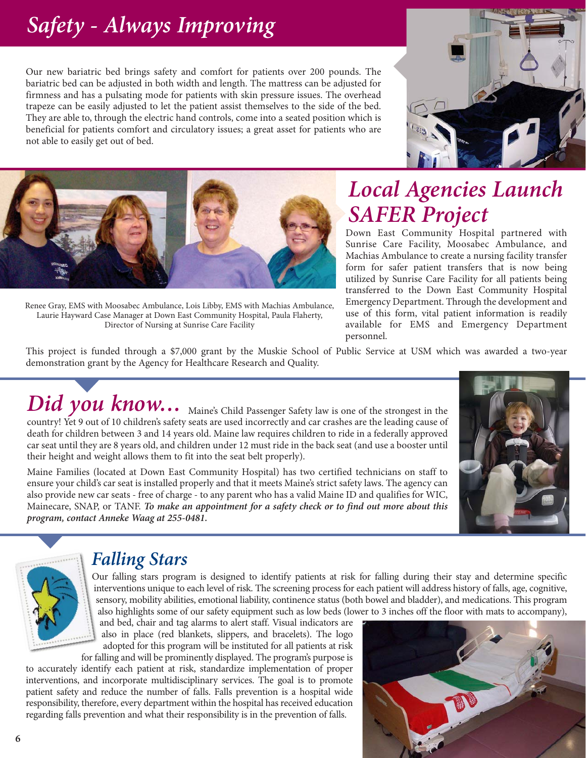# Safety - Always Improving

Our new bariatric bed brings safety and comfort for patients over 200 pounds. The bariatric bed can be adjusted in both width and length. The mattress can be adjusted for firmness and has a pulsating mode for patients with skin pressure issues. The overhead trapeze can be easily adjusted to let the patient assist themselves to the side of the bed. They are able to, through the electric hand controls, come into a seated position which is beneficial for patients comfort and circulatory issues; a great asset for patients who are not able to easily get out of bed.

Renee Gray, EMS with Moosabec Ambulance, Lois Libby, EMS with Machias Ambulance, Laurie Hayward Case Manager at Down East Community Hospital, Paula Flaherty, Director of Nursing at Sunrise Care Facility

## Local Agencies Launch SAFER Project

Down East Community Hospital partnered with Sunrise Care Facility, Moosabec Ambulance, and Machias Ambulance to create a nursing facility transfer form for safer patient transfers that is now being utilized by Sunrise Care Facility for all patients being transferred to the Down East Community Hospital Emergency Department. Through the development and use of this form, vital patient information is readily available for EMS and Emergency Department personnel.

This project is funded through a $7,000 grant by the Muskie School of Public Service at USM which was awarded a two-year demonstration grant by the Agency for Healthcare Research and Quality.

## *Did you know...*

Maine's Child Passenger Safety law is one of the strongest in the country! Yet 9 out of 10 children's safety seats are used incorrectly and car crashes are the leading cause of death for children between 3 and 14 years old. Maine law requires children to ride in a federally approved car seat until they are 8 years old, and children under 12 must ride in the back seat (and use a booster until their height and weight allows them to fit into the seat belt properly).

Maine Families (located at Down East Community Hospital) has two certified technicians on staff to ensure your child's car seat is installed properly and that it meets Maine's strict safety laws. The agency can also provide new car seats - free of charge - to any parent who has a valid Maine ID and qualifies for WIC, Mainecare, SNAP, or TANF. ***To make an appointment for a safety check or to find out more about this program, contact Anneke Waag at 255-0481.***

## Falling Stars

Our falling stars program is designed to identify patients at risk for falling during their stay and determine specific interventions unique to each level of risk. The screening process for each patient will address history of falls, age, cognitive, sensory, mobility abilities, emotional liability, continence status (both bowel and bladder), and medications. This program also highlights some of our safety equipment such as low beds (lower to 3 inches off the floor with mats to accompany), and bed, chair and tag alarms to alert staff. Visual indicators are also in place (red blankets, slippers, and bracelets). The logo adopted for this program will be instituted for all patients at risk for falling and will be prominently displayed. The program's purpose is to accurately identify each patient at risk, standardize implementation of proper interventions, and incorporate multidisciplinary services. The goal is to promote patient safety and reduce the number of falls. Falls prevention is a hospital wide responsibility, therefore, every department within the hospital has received education regarding falls prevention and what their responsibility is in the prevention of falls.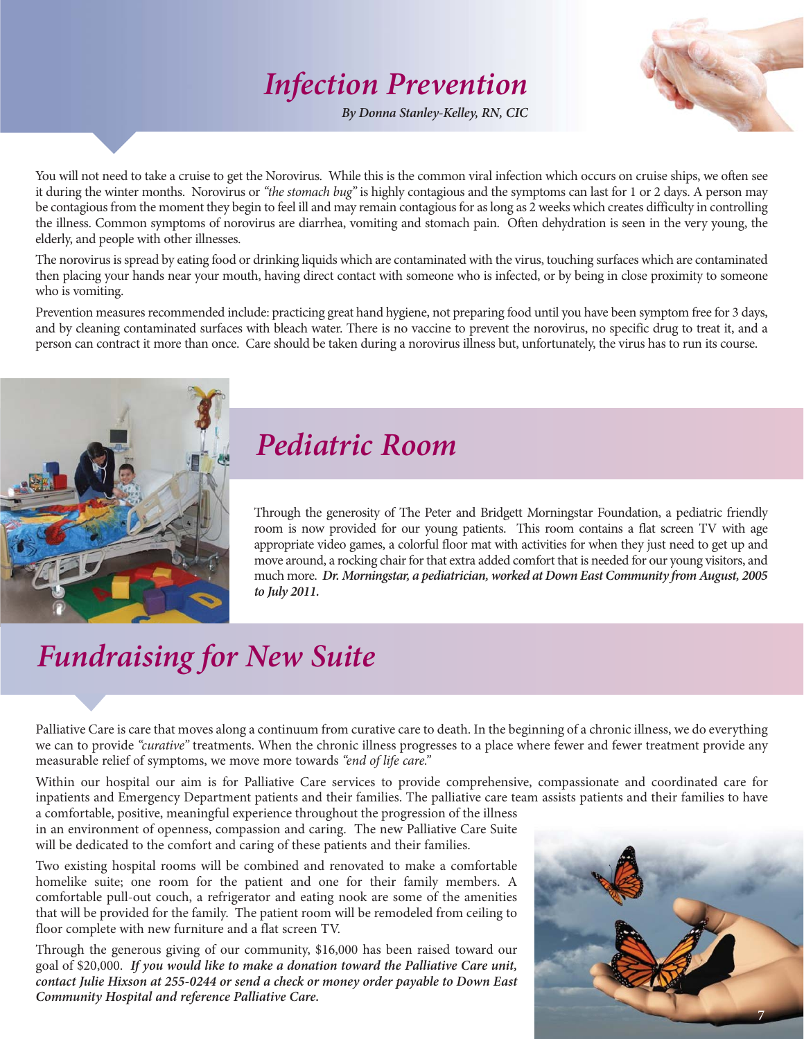# *Infection Prevention*

***By Donna Stanley-Kelley, RN, CIC***

You will not need to take a cruise to get the Norovirus. While this is the common viral infection which occurs on cruise ships, we often see it during the winter months. Norovirus or *"the stomach bug"* is highly contagious and the symptoms can last for 1 or 2 days. A person may be contagious from the moment they begin to feel ill and may remain contagious for as long as 2 weeks which creates difficulty in controlling the illness. Common symptoms of norovirus are diarrhea, vomiting and stomach pain. Often dehydration is seen in the very young, the elderly, and people with other illnesses.

The norovirus is spread by eating food or drinking liquids which are contaminated with the virus, touching surfaces which are contaminated then placing your hands near your mouth, having direct contact with someone who is infected, or by being in close proximity to someone who is vomiting.

Prevention measures recommended include: practicing great hand hygiene, not preparing food until you have been symptom free for 3 days, and by cleaning contaminated surfaces with bleach water. There is no vaccine to prevent the norovirus, no specific drug to treat it, and a person can contract it more than once. Care should be taken during a norovirus illness but, unfortunately, the virus has to run its course.

# *Pediatric Room*

Through the generosity of The Peter and Bridgett Morningstar Foundation, a pediatric friendly room is now provided for our young patients. This room contains a flat screen TV with age appropriate video games, a colorful floor mat with activities for when they just need to get up and move around, a rocking chair for that extra added comfort that is needed for our young visitors, and much more. ***Dr. Morningstar, a pediatrician, worked at Down East Community from August, 2005 to July 2011.***

# *Fundraising for New Suite*

Palliative Care is care that moves along a continuum from curative care to death. In the beginning of a chronic illness, we do everything we can to provide *"curative"* treatments. When the chronic illness progresses to a place where fewer and fewer treatment provide any measurable relief of symptoms, we move more towards *"end of life care."*

Within our hospital our aim is for Palliative Care services to provide comprehensive, compassionate and coordinated care for inpatients and Emergency Department patients and their families. The palliative care team assists patients and their families to have a comfortable, positive, meaningful experience throughout the progression of the illness in an environment of openness, compassion and caring. The new Palliative Care Suite will be dedicated to the comfort and caring of these patients and their families.

Two existing hospital rooms will be combined and renovated to make a comfortable homelike suite; one room for the patient and one for their family members. A comfortable pull-out couch, a refrigerator and eating nook are some of the amenities that will be provided for the family. The patient room will be remodeled from ceiling to floor complete with new furniture and a flat screen TV.

Through the generous giving of our community, $16,000 has been raised toward our goal of $20,000. ***If you would like to make a donation toward the Palliative Care unit, contact Julie Hixson at 255-0244 or send a check or money order payable to Down East Community Hospital and reference Palliative Care.***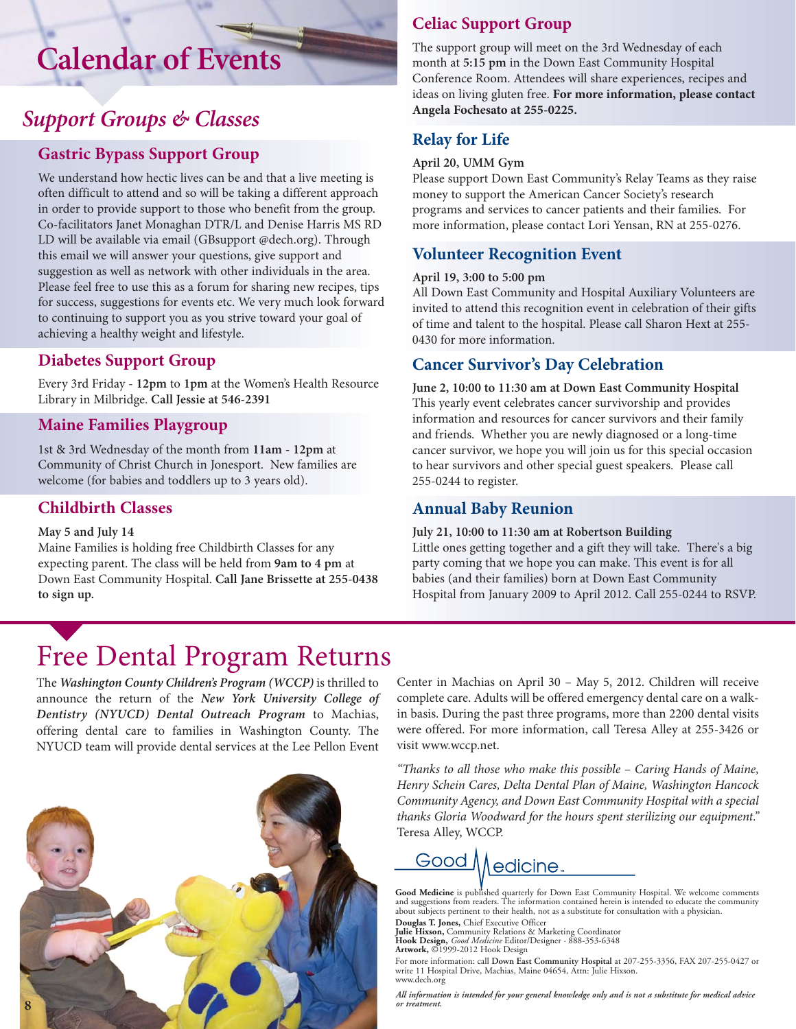# Calendar of Events

## *Support Groups & Classes*

### Gastric Bypass Support Group

We understand how hectic lives can be and that a live meeting is often difficult to attend and so will be taking a different approach in order to provide support to those who benefit from the group. Co-facilitators Janet Monaghan DTR/L and Denise Harris MS RD LD will be available via email (GBsupport @dech.org). Through this email we will answer your questions, give support and suggestion as well as network with other individuals in the area. Please feel free to use this as a forum for sharing new recipes, tips for success, suggestions for events etc. We very much look forward to continuing to support you as you strive toward your goal of achieving a healthy weight and lifestyle.

### Diabetes Support Group

Every 3rd Friday - **12pm** to **1pm** at the Women's Health Resource Library in Milbridge. **Call Jessie at 546-2391**

### Maine Families Playgroup

1st & 3rd Wednesday of the month from **11am** - **12pm** at Community of Christ Church in Jonesport. New families are welcome (for babies and toddlers up to 3 years old).

### Childbirth Classes

**May 5 and July 14**
Maine Families is holding free Childbirth Classes for any expecting parent. The class will be held from **9am to 4 pm** at Down East Community Hospital. **Call Jane Brissette at 255-0438 to sign up.**

### Celiac Support Group

The support group will meet on the 3rd Wednesday of each month at **5:15 pm** in the Down East Community Hospital Conference Room. Attendees will share experiences, recipes and ideas on living gluten free. **For more information, please contact Angela Fochesato at 255-0225.**

### Relay for Life

**April 20, UMM Gym**
Please support Down East Community's Relay Teams as they raise money to support the American Cancer Society's research programs and services to cancer patients and their families. For more information, please contact Lori Yensan, RN at 255-0276.

### Volunteer Recognition Event

**April 19, 3:00 to 5:00 pm**
All Down East Community and Hospital Auxiliary Volunteers are invited to attend this recognition event in celebration of their gifts of time and talent to the hospital. Please call Sharon Hext at 255-0430 for more information.

### Cancer Survivor's Day Celebration

**June 2, 10:00 to 11:30 am at Down East Community Hospital**
This yearly event celebrates cancer survivorship and provides information and resources for cancer survivors and their family and friends. Whether you are newly diagnosed or a long-time cancer survivor, we hope you will join us for this special occasion to hear survivors and other special guest speakers. Please call 255-0244 to register.

### Annual Baby Reunion

**July 21, 10:00 to 11:30 am at Robertson Building**
Little ones getting together and a gift they will take. There's a big party coming that we hope you can make. This event is for all babies (and their families) born at Down East Community Hospital from January 2009 to April 2012. Call 255-0244 to RSVP.

# Free Dental Program Returns

The ***Washington County Children's Program (WCCP)*** is thrilled to announce the return of the ***New York University College of Dentistry (NYUCD) Dental Outreach Program*** to Machias, offering dental care to families in Washington County. The NYUCD team will provide dental services at the Lee Pellon Event Center in Machias on April 30 – May 5, 2012. Children will receive complete care. Adults will be offered emergency dental care on a walk-in basis. During the past three programs, more than 2200 dental visits were offered. For more information, call Teresa Alley at 255-3426 or visit www.wccp.net.

*"Thanks to all those who make this possible – Caring Hands of Maine, Henry Schein Cares, Delta Dental Plan of Maine, Washington Hancock Community Agency, and Down East Community Hospital with a special thanks Gloria Woodward for the hours spent sterilizing our equipment."* Teresa Alley, WCCP.

Good Medicine™

**Good Medicine** is published quarterly for Down East Community Hospital. We welcome comments and suggestions from readers. The information contained herein is intended to educate the community about subjects pertinent to their health, not as a substitute for consultation with a physician.

**Douglas T. Jones,** Chief Executive Officer
**Julie Hixson,** Community Relations & Marketing Coordinator
**Hook Design,** *Good Medicine* Editor/Designer · 888-353-6348
**Artwork,** ©1999-2012 Hook Design

For more information: call **Down East Community Hospital** at 207-255-3356, FAX 207-255-0427 or write 11 Hospital Drive, Machias, Maine 04654, Attn: Julie Hixson.
www.dech.org

***All information is intended for your general knowledge only and is not a substitute for medical advice or treatment.***